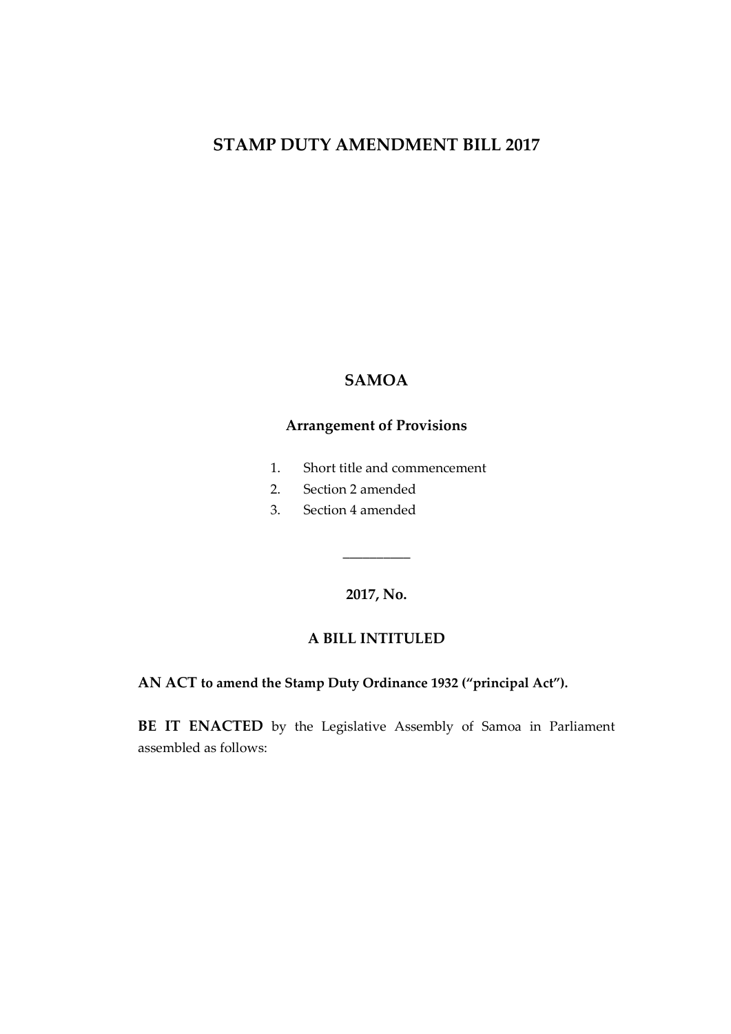# STAMP DUTY AMENDMENT BILL 2017

## SAMOA

### Arrangement of Provisions

1. Short title and commencement
2. Section 2 amended
3. Section 4 amended

__________

**2017, No.**

**A BILL INTITULED**

**AN ACT to amend the Stamp Duty Ordinance 1932 ("principal Act").**

**BE IT ENACTED** by the Legislative Assembly of Samoa in Parliament assembled as follows: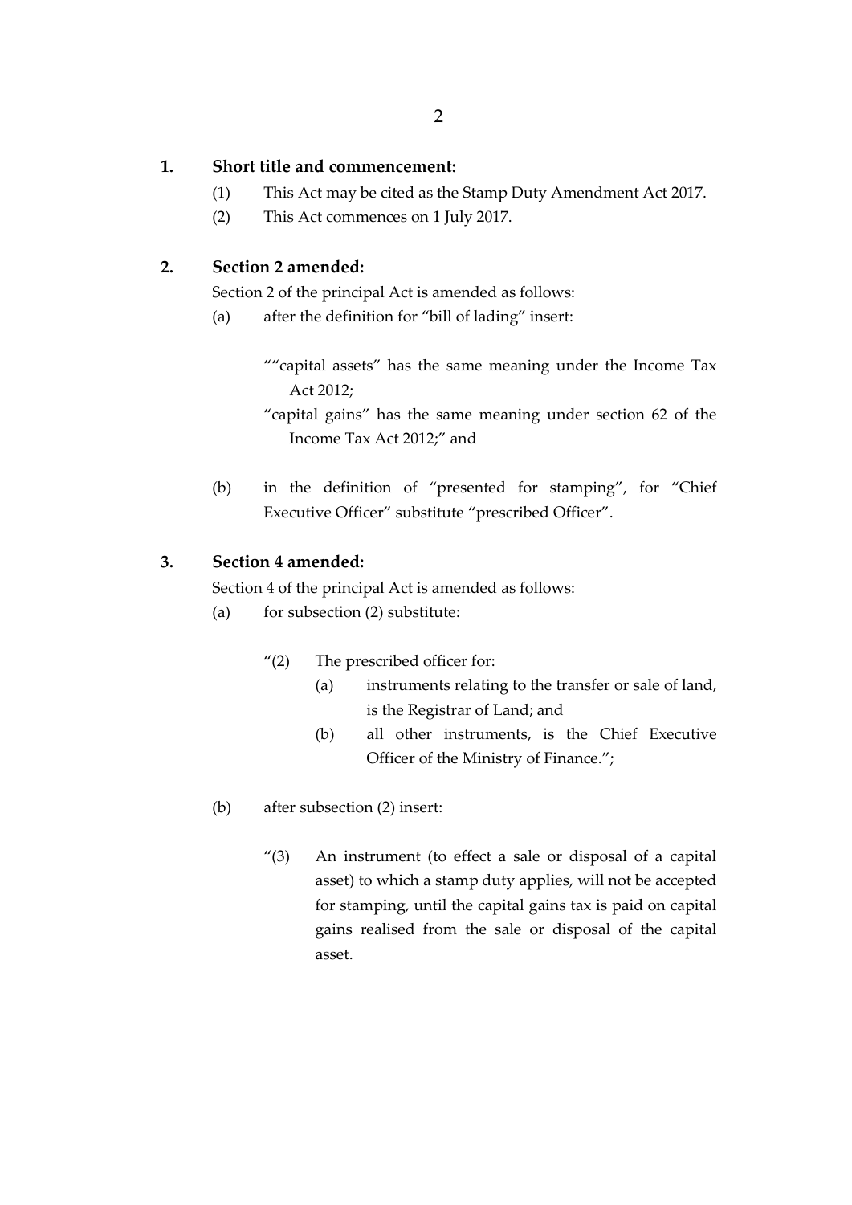## 1. Short title and commencement:

(1) This Act may be cited as the Stamp Duty Amendment Act 2017.

(2) This Act commences on 1 July 2017.

## 2. Section 2 amended:

Section 2 of the principal Act is amended as follows:

(a) after the definition for "bill of lading" insert:

> ""capital assets" has the same meaning under the Income Tax Act 2012;
>
> "capital gains" has the same meaning under section 62 of the Income Tax Act 2012;" and

(b) in the definition of "presented for stamping", for "Chief Executive Officer" substitute "prescribed Officer".

## 3. Section 4 amended:

Section 4 of the principal Act is amended as follows:

(a) for subsection (2) substitute:

> "(2) The prescribed officer for:
>
> (a) instruments relating to the transfer or sale of land, is the Registrar of Land; and
>
> (b) all other instruments, is the Chief Executive Officer of the Ministry of Finance.";

(b) after subsection (2) insert:

> "(3) An instrument (to effect a sale or disposal of a capital asset) to which a stamp duty applies, will not be accepted for stamping, until the capital gains tax is paid on capital gains realised from the sale or disposal of the capital asset.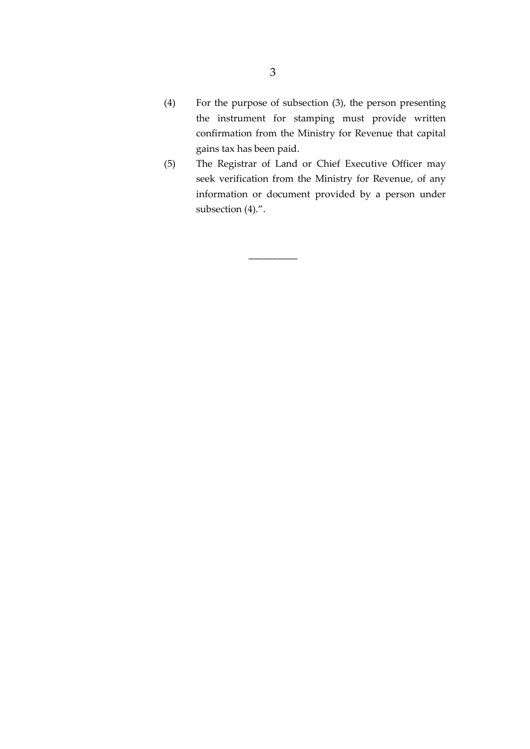(4) For the purpose of subsection (3), the person presenting the instrument for stamping must provide written confirmation from the Ministry for Revenue that capital gains tax has been paid.

(5) The Registrar of Land or Chief Executive Officer may seek verification from the Ministry for Revenue, of any information or document provided by a person under subsection (4).".

---